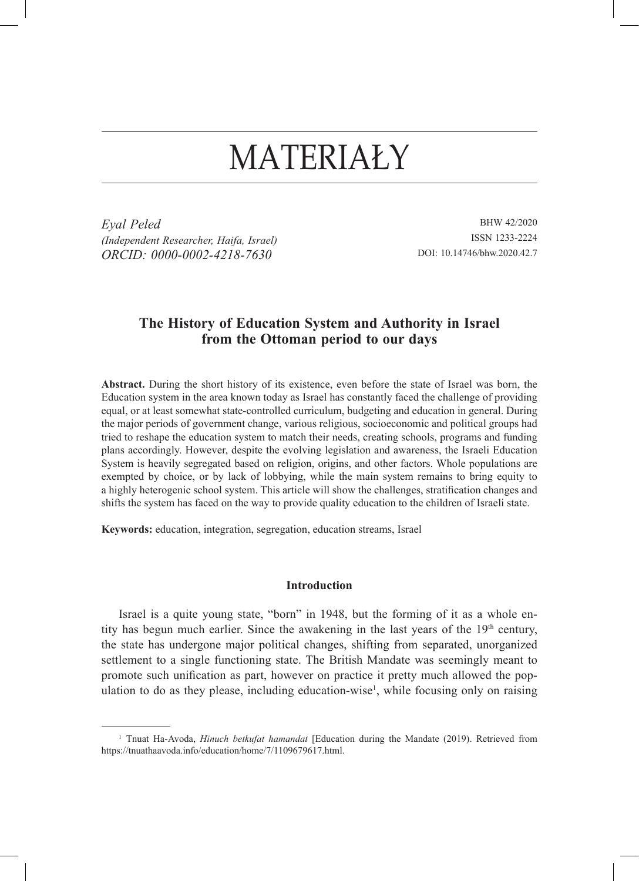# MATERIAŁY

*Eyal Peled*
*(Independent Researcher, Haifa, Israel)*
*ORCID: 0000-0002-4218-7630*

BHW 42/2020
ISSN 1233-2224
DOI: 10.14746/bhw.2020.42.7

## The History of Education System and Authority in Israel from the Ottoman period to our days

**Abstract.** During the short history of its existence, even before the state of Israel was born, the Education system in the area known today as Israel has constantly faced the challenge of providing equal, or at least somewhat state-controlled curriculum, budgeting and education in general. During the major periods of government change, various religious, socioeconomic and political groups had tried to reshape the education system to match their needs, creating schools, programs and funding plans accordingly. However, despite the evolving legislation and awareness, the Israeli Education System is heavily segregated based on religion, origins, and other factors. Whole populations are exempted by choice, or by lack of lobbying, while the main system remains to bring equity to a highly heterogenic school system. This article will show the challenges, stratification changes and shifts the system has faced on the way to provide quality education to the children of Israeli state.

**Keywords:** education, integration, segregation, education streams, Israel

### Introduction

Israel is a quite young state, "born" in 1948, but the forming of it as a whole entity has begun much earlier. Since the awakening in the last years of the 19th century, the state has undergone major political changes, shifting from separated, unorganized settlement to a single functioning state. The British Mandate was seemingly meant to promote such unification as part, however on practice it pretty much allowed the population to do as they please, including education-wise[1], while focusing only on raising

---

[1] Tnuat Ha-Avoda, *Hinuch betkufat hamandat* [Education during the Mandate (2019). Retrieved from https://tnuathaavoda.info/education/home/7/1109679617.html.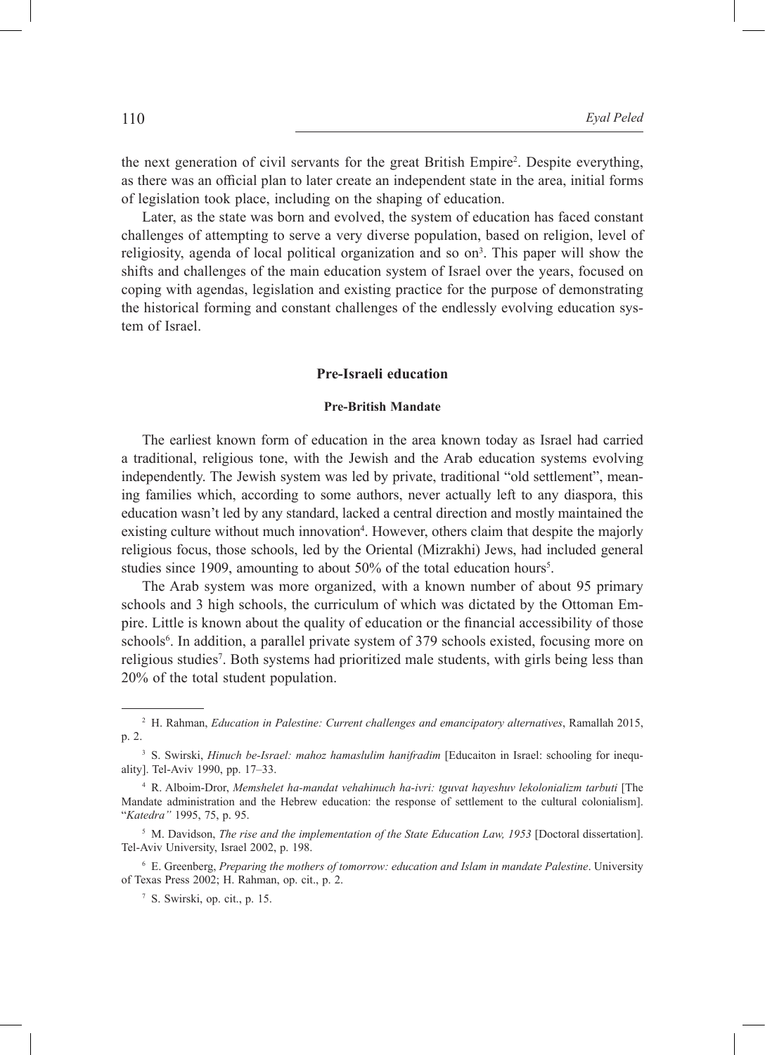the next generation of civil servants for the great British Empire[2]. Despite everything, as there was an official plan to later create an independent state in the area, initial forms of legislation took place, including on the shaping of education.

Later, as the state was born and evolved, the system of education has faced constant challenges of attempting to serve a very diverse population, based on religion, level of religiosity, agenda of local political organization and so on[3]. This paper will show the shifts and challenges of the main education system of Israel over the years, focused on coping with agendas, legislation and existing practice for the purpose of demonstrating the historical forming and constant challenges of the endlessly evolving education system of Israel.

## Pre-Israeli education

### Pre-British Mandate

The earliest known form of education in the area known today as Israel had carried a traditional, religious tone, with the Jewish and the Arab education systems evolving independently. The Jewish system was led by private, traditional "old settlement", meaning families which, according to some authors, never actually left to any diaspora, this education wasn't led by any standard, lacked a central direction and mostly maintained the existing culture without much innovation[4]. However, others claim that despite the majorly religious focus, those schools, led by the Oriental (Mizrakhi) Jews, had included general studies since 1909, amounting to about 50% of the total education hours[5].

The Arab system was more organized, with a known number of about 95 primary schools and 3 high schools, the curriculum of which was dictated by the Ottoman Empire. Little is known about the quality of education or the financial accessibility of those schools[6]. In addition, a parallel private system of 379 schools existed, focusing more on religious studies[7]. Both systems had prioritized male students, with girls being less than 20% of the total student population.

---

[2] H. Rahman, *Education in Palestine: Current challenges and emancipatory alternatives*, Ramallah 2015, p. 2.

[3] S. Swirski, *Hinuch be-Israel: mahoz hamaslulim hanifradim* [Educaiton in Israel: schooling for inequality]. Tel-Aviv 1990, pp. 17–33.

[4] R. Alboim-Dror, *Memshelet ha-mandat vehahinuch ha-ivri: tguvat hayeshuv lekolonializm tarbuti* [The Mandate administration and the Hebrew education: the response of settlement to the cultural colonialism]. "*Katedra"* 1995, 75, p. 95.

[5] M. Davidson, *The rise and the implementation of the State Education Law, 1953* [Doctoral dissertation]. Tel-Aviv University, Israel 2002, p. 198.

[6] E. Greenberg, *Preparing the mothers of tomorrow: education and Islam in mandate Palestine*. University of Texas Press 2002; H. Rahman, op. cit., p. 2.

[7] S. Swirski, op. cit., p. 15.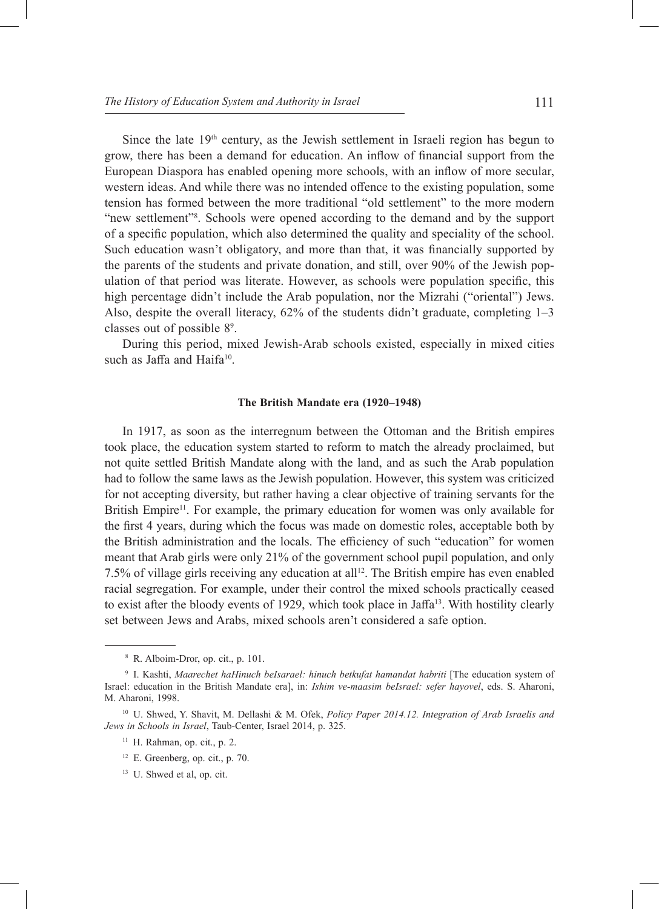Since the late 19th century, as the Jewish settlement in Israeli region has begun to grow, there has been a demand for education. An inflow of financial support from the European Diaspora has enabled opening more schools, with an inflow of more secular, western ideas. And while there was no intended offence to the existing population, some tension has formed between the more traditional "old settlement" to the more modern "new settlement"[8]. Schools were opened according to the demand and by the support of a specific population, which also determined the quality and speciality of the school. Such education wasn't obligatory, and more than that, it was financially supported by the parents of the students and private donation, and still, over 90% of the Jewish population of that period was literate. However, as schools were population specific, this high percentage didn't include the Arab population, nor the Mizrahi ("oriental") Jews. Also, despite the overall literacy, 62% of the students didn't graduate, completing 1–3 classes out of possible 8[9].

During this period, mixed Jewish-Arab schools existed, especially in mixed cities such as Jaffa and Haifa[10].

### The British Mandate era (1920–1948)

In 1917, as soon as the interregnum between the Ottoman and the British empires took place, the education system started to reform to match the already proclaimed, but not quite settled British Mandate along with the land, and as such the Arab population had to follow the same laws as the Jewish population. However, this system was criticized for not accepting diversity, but rather having a clear objective of training servants for the British Empire[11]. For example, the primary education for women was only available for the first 4 years, during which the focus was made on domestic roles, acceptable both by the British administration and the locals. The efficiency of such "education" for women meant that Arab girls were only 21% of the government school pupil population, and only 7.5% of village girls receiving any education at all[12]. The British empire has even enabled racial segregation. For example, under their control the mixed schools practically ceased to exist after the bloody events of 1929, which took place in Jaffa[13]. With hostility clearly set between Jews and Arabs, mixed schools aren't considered a safe option.

---

[8] R. Alboim-Dror, op. cit., p. 101.

[9] I. Kashti, *Maarechet haHinuch beIsarael: hinuch betkufat hamandat habriti* [The education system of Israel: education in the British Mandate era], in: *Ishim ve-maasim beIsrael: sefer hayovel*, eds. S. Aharoni, M. Aharoni, 1998.

[10] U. Shwed, Y. Shavit, M. Dellashi & M. Ofek, *Policy Paper 2014.12. Integration of Arab Israelis and Jews in Schools in Israel*, Taub-Center, Israel 2014, p. 325.

[11] H. Rahman, op. cit., p. 2.

[12] E. Greenberg, op. cit., p. 70.

[13] U. Shwed et al, op. cit.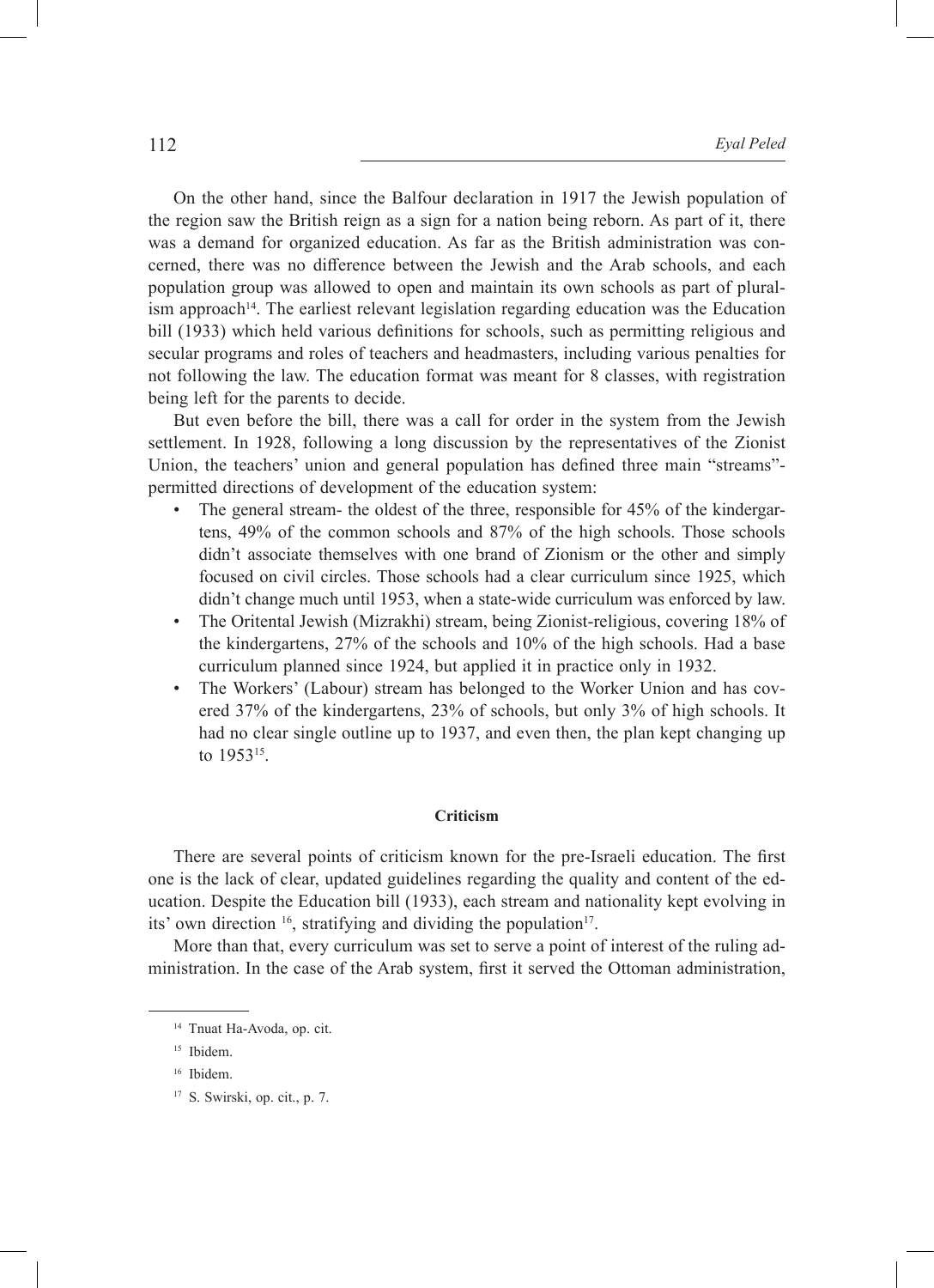On the other hand, since the Balfour declaration in 1917 the Jewish population of the region saw the British reign as a sign for a nation being reborn. As part of it, there was a demand for organized education. As far as the British administration was concerned, there was no difference between the Jewish and the Arab schools, and each population group was allowed to open and maintain its own schools as part of pluralism approach[14]. The earliest relevant legislation regarding education was the Education bill (1933) which held various definitions for schools, such as permitting religious and secular programs and roles of teachers and headmasters, including various penalties for not following the law. The education format was meant for 8 classes, with registration being left for the parents to decide.

But even before the bill, there was a call for order in the system from the Jewish settlement. In 1928, following a long discussion by the representatives of the Zionist Union, the teachers' union and general population has defined three main "streams"- permitted directions of development of the education system:

- The general stream- the oldest of the three, responsible for 45% of the kindergartens, 49% of the common schools and 87% of the high schools. Those schools didn't associate themselves with one brand of Zionism or the other and simply focused on civil circles. Those schools had a clear curriculum since 1925, which didn't change much until 1953, when a state-wide curriculum was enforced by law.
- The Oritental Jewish (Mizrakhi) stream, being Zionist-religious, covering 18% of the kindergartens, 27% of the schools and 10% of the high schools. Had a base curriculum planned since 1924, but applied it in practice only in 1932.
- The Workers' (Labour) stream has belonged to the Worker Union and has covered 37% of the kindergartens, 23% of schools, but only 3% of high schools. It had no clear single outline up to 1937, and even then, the plan kept changing up to 1953[15].

#### Criticism

There are several points of criticism known for the pre-Israeli education. The first one is the lack of clear, updated guidelines regarding the quality and content of the education. Despite the Education bill (1933), each stream and nationality kept evolving in its' own direction [16], stratifying and dividing the population[17].

More than that, every curriculum was set to serve a point of interest of the ruling administration. In the case of the Arab system, first it served the Ottoman administration,

---

[14] Tnuat Ha-Avoda, op. cit.

[15] Ibidem.

[16] Ibidem.

[17] S. Swirski, op. cit., p. 7.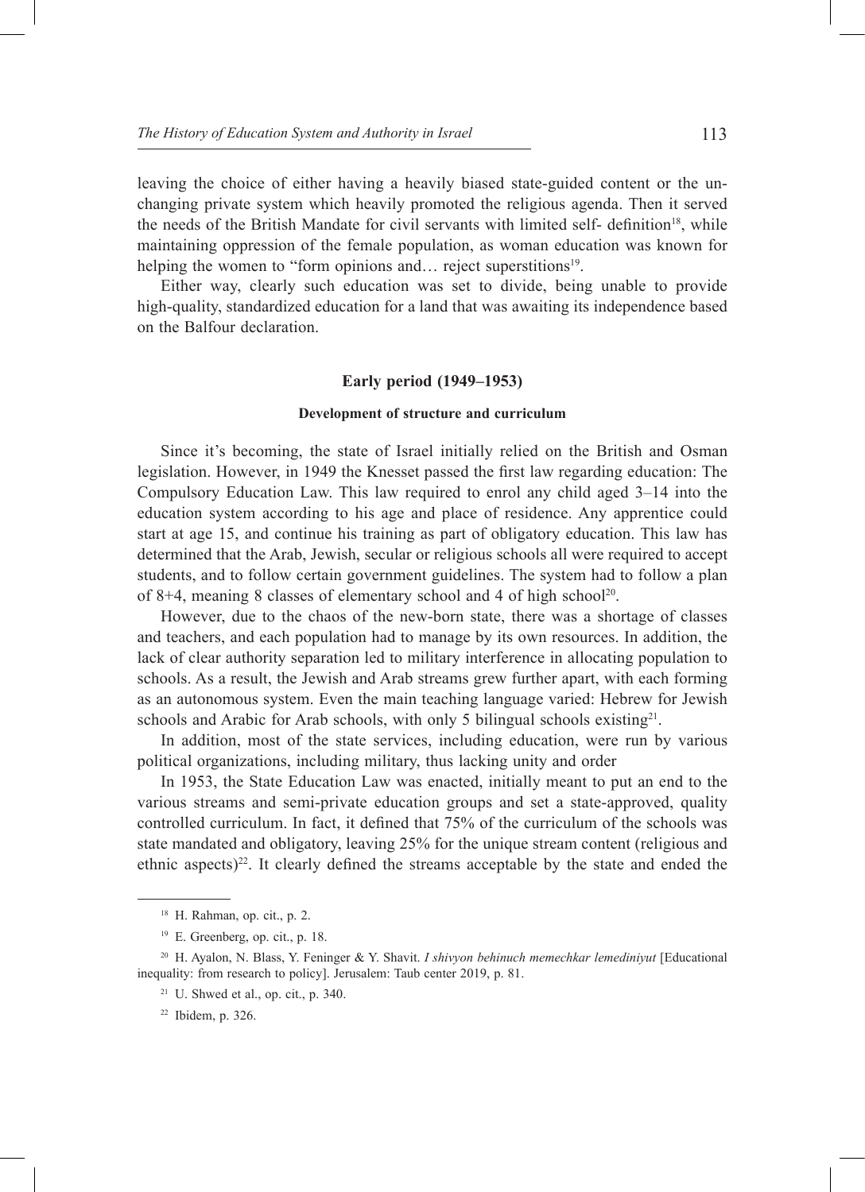leaving the choice of either having a heavily biased state-guided content or the unchanging private system which heavily promoted the religious agenda. Then it served the needs of the British Mandate for civil servants with limited self- definition[18], while maintaining oppression of the female population, as woman education was known for helping the women to "form opinions and… reject superstitions[19].

Either way, clearly such education was set to divide, being unable to provide high-quality, standardized education for a land that was awaiting its independence based on the Balfour declaration.

## Early period (1949–1953)

### Development of structure and curriculum

Since it's becoming, the state of Israel initially relied on the British and Osman legislation. However, in 1949 the Knesset passed the first law regarding education: The Compulsory Education Law. This law required to enrol any child aged 3–14 into the education system according to his age and place of residence. Any apprentice could start at age 15, and continue his training as part of obligatory education. This law has determined that the Arab, Jewish, secular or religious schools all were required to accept students, and to follow certain government guidelines. The system had to follow a plan of 8+4, meaning 8 classes of elementary school and 4 of high school[20].

However, due to the chaos of the new-born state, there was a shortage of classes and teachers, and each population had to manage by its own resources. In addition, the lack of clear authority separation led to military interference in allocating population to schools. As a result, the Jewish and Arab streams grew further apart, with each forming as an autonomous system. Even the main teaching language varied: Hebrew for Jewish schools and Arabic for Arab schools, with only 5 bilingual schools existing[21].

In addition, most of the state services, including education, were run by various political organizations, including military, thus lacking unity and order

In 1953, the State Education Law was enacted, initially meant to put an end to the various streams and semi-private education groups and set a state-approved, quality controlled curriculum. In fact, it defined that 75% of the curriculum of the schools was state mandated and obligatory, leaving 25% for the unique stream content (religious and ethnic aspects)[22]. It clearly defined the streams acceptable by the state and ended the

---

[18] H. Rahman, op. cit., p. 2.

[19] E. Greenberg, op. cit., p. 18.

[20] H. Ayalon, N. Blass, Y. Feninger & Y. Shavit. *I shivyon behinuch memechkar lemediniyut* [Educational inequality: from research to policy]. Jerusalem: Taub center 2019, p. 81.

[21] U. Shwed et al., op. cit., p. 340.

[22] Ibidem, p. 326.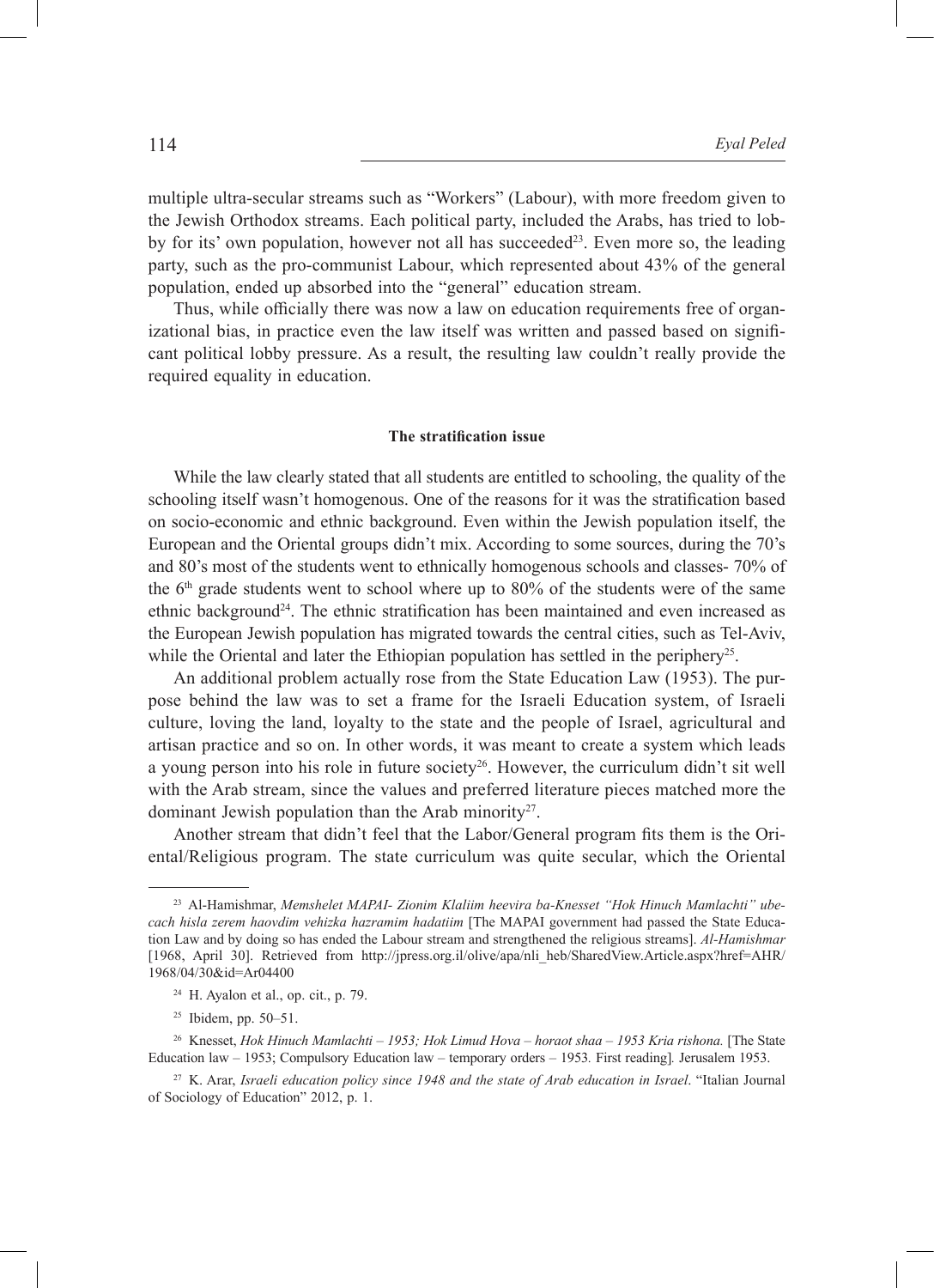multiple ultra-secular streams such as "Workers" (Labour), with more freedom given to the Jewish Orthodox streams. Each political party, included the Arabs, has tried to lobby for its' own population, however not all has succeeded[23]. Even more so, the leading party, such as the pro-communist Labour, which represented about 43% of the general population, ended up absorbed into the "general" education stream.

Thus, while officially there was now a law on education requirements free of organizational bias, in practice even the law itself was written and passed based on significant political lobby pressure. As a result, the resulting law couldn't really provide the required equality in education.

### The stratification issue

While the law clearly stated that all students are entitled to schooling, the quality of the schooling itself wasn't homogenous. One of the reasons for it was the stratification based on socio-economic and ethnic background. Even within the Jewish population itself, the European and the Oriental groups didn't mix. According to some sources, during the 70's and 80's most of the students went to ethnically homogenous schools and classes- 70% of the 6th grade students went to school where up to 80% of the students were of the same ethnic background[24]. The ethnic stratification has been maintained and even increased as the European Jewish population has migrated towards the central cities, such as Tel-Aviv, while the Oriental and later the Ethiopian population has settled in the periphery[25].

An additional problem actually rose from the State Education Law (1953). The purpose behind the law was to set a frame for the Israeli Education system, of Israeli culture, loving the land, loyalty to the state and the people of Israel, agricultural and artisan practice and so on. In other words, it was meant to create a system which leads a young person into his role in future society[26]. However, the curriculum didn't sit well with the Arab stream, since the values and preferred literature pieces matched more the dominant Jewish population than the Arab minority[27].

Another stream that didn't feel that the Labor/General program fits them is the Oriental/Religious program. The state curriculum was quite secular, which the Oriental

---

[23] Al-Hamishmar, *Memshelet MAPAI- Zionim Klaliim heevira ba-Knesset "Hok Hinuch Mamlachti" ubecach hisla zerem haovdim vehizka hazramim hadatiim* [The MAPAI government had passed the State Education Law and by doing so has ended the Labour stream and strengthened the religious streams]. *Al-Hamishmar* [1968, April 30]. Retrieved from http://jpress.org.il/olive/apa/nli_heb/SharedView.Article.aspx?href=AHR/1968/04/30&id=Ar04400

[24] H. Ayalon et al., op. cit., p. 79.

[25] Ibidem, pp. 50–51.

[26] Knesset, *Hok Hinuch Mamlachti – 1953; Hok Limud Hova – horaot shaa – 1953 Kria rishona.* [The State Education law – 1953; Compulsory Education law – temporary orders – 1953. First reading]. Jerusalem 1953.

[27] K. Arar, *Israeli education policy since 1948 and the state of Arab education in Israel*. "Italian Journal of Sociology of Education" 2012, p. 1.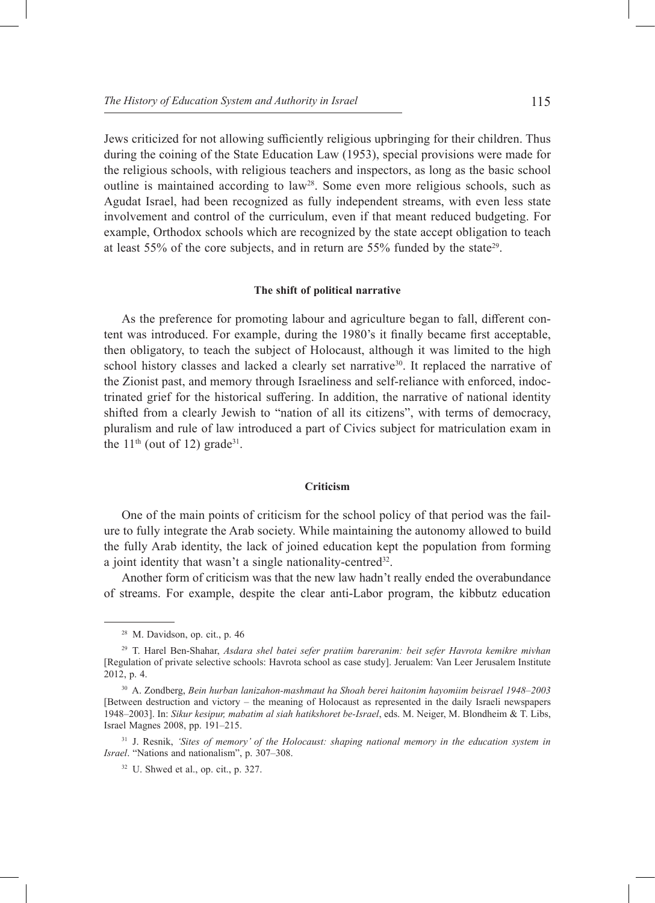Jews criticized for not allowing sufficiently religious upbringing for their children. Thus during the coining of the State Education Law (1953), special provisions were made for the religious schools, with religious teachers and inspectors, as long as the basic school outline is maintained according to law[28]. Some even more religious schools, such as Agudat Israel, had been recognized as fully independent streams, with even less state involvement and control of the curriculum, even if that meant reduced budgeting. For example, Orthodox schools which are recognized by the state accept obligation to teach at least 55% of the core subjects, and in return are 55% funded by the state[29].

#### The shift of political narrative

As the preference for promoting labour and agriculture began to fall, different content was introduced. For example, during the 1980's it finally became first acceptable, then obligatory, to teach the subject of Holocaust, although it was limited to the high school history classes and lacked a clearly set narrative[30]. It replaced the narrative of the Zionist past, and memory through Israeliness and self-reliance with enforced, indoctrinated grief for the historical suffering. In addition, the narrative of national identity shifted from a clearly Jewish to "nation of all its citizens", with terms of democracy, pluralism and rule of law introduced a part of Civics subject for matriculation exam in the 11th (out of 12) grade[31].

#### Criticism

One of the main points of criticism for the school policy of that period was the failure to fully integrate the Arab society. While maintaining the autonomy allowed to build the fully Arab identity, the lack of joined education kept the population from forming a joint identity that wasn't a single nationality-centred[32].

Another form of criticism was that the new law hadn't really ended the overabundance of streams. For example, despite the clear anti-Labor program, the kibbutz education

---

[28] M. Davidson, op. cit., p. 46

[29] T. Harel Ben-Shahar, *Asdara shel batei sefer pratiim bareranim: beit sefer Havrota kemikre mivhan* [Regulation of private selective schools: Havrota school as case study]. Jerualem: Van Leer Jerusalem Institute 2012, p. 4.

[30] A. Zondberg, *Bein hurban lanizahon-mashmaut ha Shoah berei haitonim hayomiim beisrael 1948–2003* [Between destruction and victory – the meaning of Holocaust as represented in the daily Israeli newspapers 1948–2003]. In: *Sikur kesipur, mabatim al siah hatikshoret be-Israel*, eds. M. Neiger, M. Blondheim & T. Libs, Israel Magnes 2008, pp. 191–215.

[31] J. Resnik, *'Sites of memory' of the Holocaust: shaping national memory in the education system in Israel*. "Nations and nationalism", p. 307–308.

[32] U. Shwed et al., op. cit., p. 327.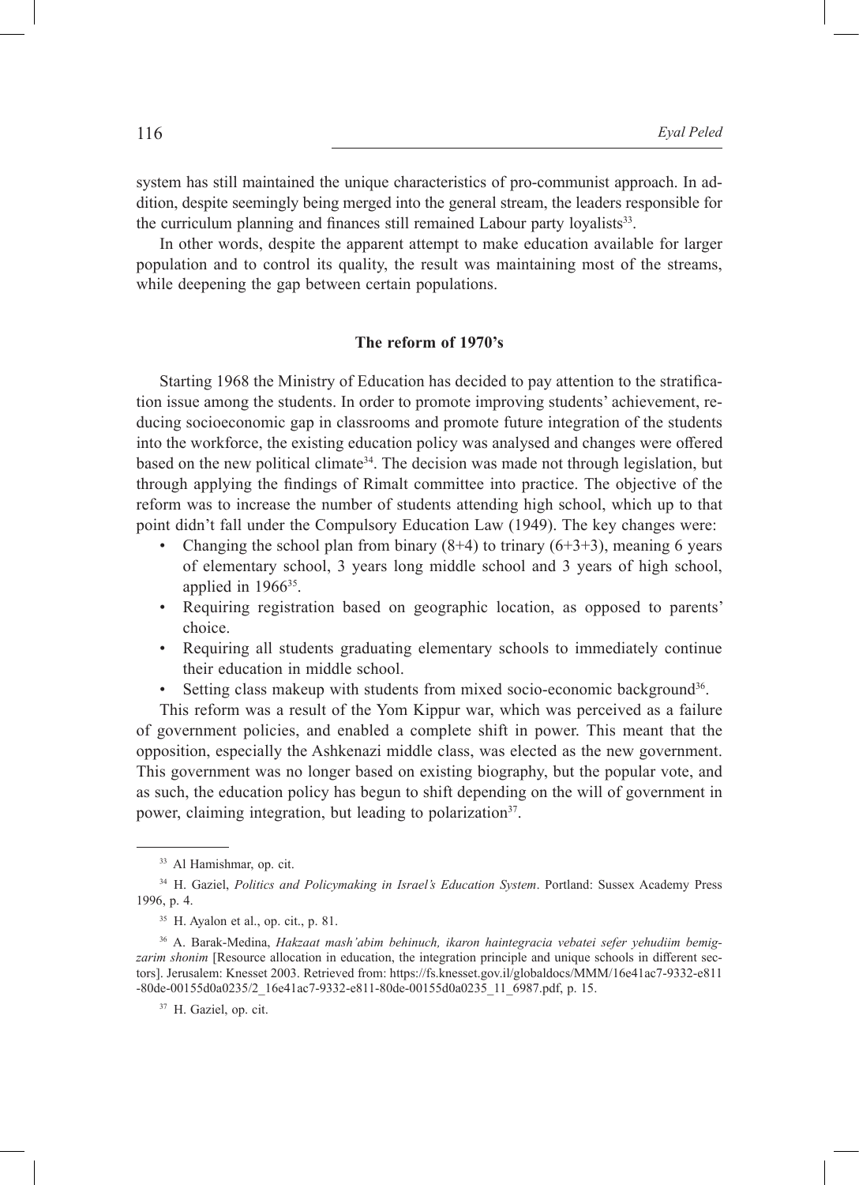system has still maintained the unique characteristics of pro-communist approach. In addition, despite seemingly being merged into the general stream, the leaders responsible for the curriculum planning and finances still remained Labour party loyalists[33].

In other words, despite the apparent attempt to make education available for larger population and to control its quality, the result was maintaining most of the streams, while deepening the gap between certain populations.

## The reform of 1970's

Starting 1968 the Ministry of Education has decided to pay attention to the stratification issue among the students. In order to promote improving students' achievement, reducing socioeconomic gap in classrooms and promote future integration of the students into the workforce, the existing education policy was analysed and changes were offered based on the new political climate[34]. The decision was made not through legislation, but through applying the findings of Rimalt committee into practice. The objective of the reform was to increase the number of students attending high school, which up to that point didn't fall under the Compulsory Education Law (1949). The key changes were:

- Changing the school plan from binary (8+4) to trinary (6+3+3), meaning 6 years of elementary school, 3 years long middle school and 3 years of high school, applied in 1966[35].
- Requiring registration based on geographic location, as opposed to parents' choice.
- Requiring all students graduating elementary schools to immediately continue their education in middle school.
- Setting class makeup with students from mixed socio-economic background[36].

This reform was a result of the Yom Kippur war, which was perceived as a failure of government policies, and enabled a complete shift in power. This meant that the opposition, especially the Ashkenazi middle class, was elected as the new government. This government was no longer based on existing biography, but the popular vote, and as such, the education policy has begun to shift depending on the will of government in power, claiming integration, but leading to polarization[37].

---

[33] Al Hamishmar, op. cit.

[34] H. Gaziel, *Politics and Policymaking in Israel's Education System*. Portland: Sussex Academy Press 1996, p. 4.

[35] H. Ayalon et al., op. cit., p. 81.

[36] A. Barak-Medina, *Hakzaat mash'abim behinuch, ikaron haintegracia vebatei sefer yehudiim bemigzarim shonim* [Resource allocation in education, the integration principle and unique schools in different sectors]. Jerusalem: Knesset 2003. Retrieved from: https://fs.knesset.gov.il/globaldocs/MMM/16e41ac7-9332-e811-80de-00155d0a0235/2_16e41ac7-9332-e811-80de-00155d0a0235_11_6987.pdf, p. 15.

[37] H. Gaziel, op. cit.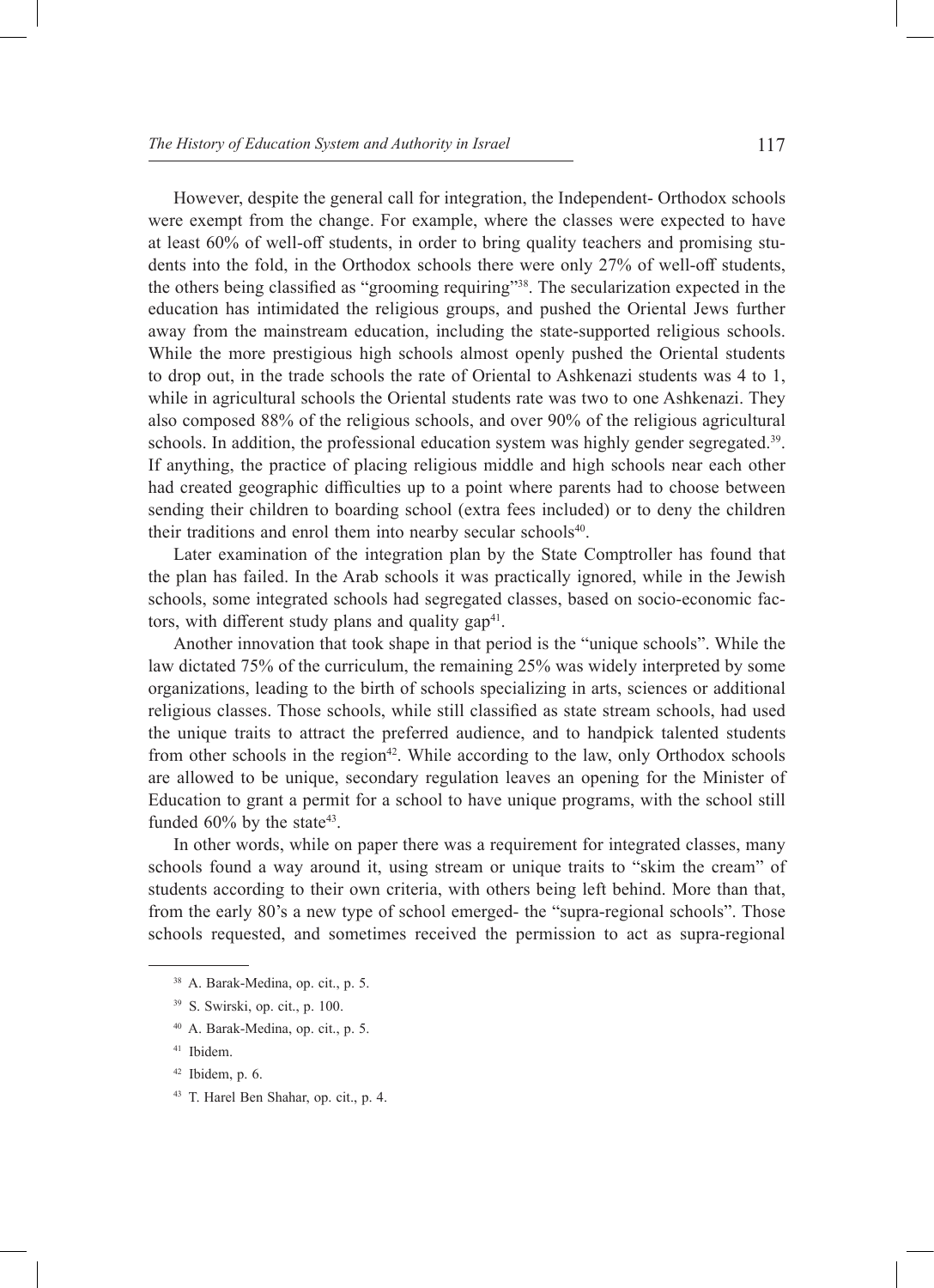However, despite the general call for integration, the Independent- Orthodox schools were exempt from the change. For example, where the classes were expected to have at least 60% of well-off students, in order to bring quality teachers and promising students into the fold, in the Orthodox schools there were only 27% of well-off students, the others being classified as "grooming requiring"[38]. The secularization expected in the education has intimidated the religious groups, and pushed the Oriental Jews further away from the mainstream education, including the state-supported religious schools. While the more prestigious high schools almost openly pushed the Oriental students to drop out, in the trade schools the rate of Oriental to Ashkenazi students was 4 to 1, while in agricultural schools the Oriental students rate was two to one Ashkenazi. They also composed 88% of the religious schools, and over 90% of the religious agricultural schools. In addition, the professional education system was highly gender segregated.[39]. If anything, the practice of placing religious middle and high schools near each other had created geographic difficulties up to a point where parents had to choose between sending their children to boarding school (extra fees included) or to deny the children their traditions and enrol them into nearby secular schools[40].

Later examination of the integration plan by the State Comptroller has found that the plan has failed. In the Arab schools it was practically ignored, while in the Jewish schools, some integrated schools had segregated classes, based on socio-economic factors, with different study plans and quality gap[41].

Another innovation that took shape in that period is the "unique schools". While the law dictated 75% of the curriculum, the remaining 25% was widely interpreted by some organizations, leading to the birth of schools specializing in arts, sciences or additional religious classes. Those schools, while still classified as state stream schools, had used the unique traits to attract the preferred audience, and to handpick talented students from other schools in the region[42]. While according to the law, only Orthodox schools are allowed to be unique, secondary regulation leaves an opening for the Minister of Education to grant a permit for a school to have unique programs, with the school still funded 60% by the state[43].

In other words, while on paper there was a requirement for integrated classes, many schools found a way around it, using stream or unique traits to "skim the cream" of students according to their own criteria, with others being left behind. More than that, from the early 80's a new type of school emerged- the "supra-regional schools". Those schools requested, and sometimes received the permission to act as supra-regional

---

[38] A. Barak-Medina, op. cit., p. 5.

[39] S. Swirski, op. cit., p. 100.

[40] A. Barak-Medina, op. cit., p. 5.

[41] Ibidem.

[42] Ibidem, p. 6.

[43] T. Harel Ben Shahar, op. cit., p. 4.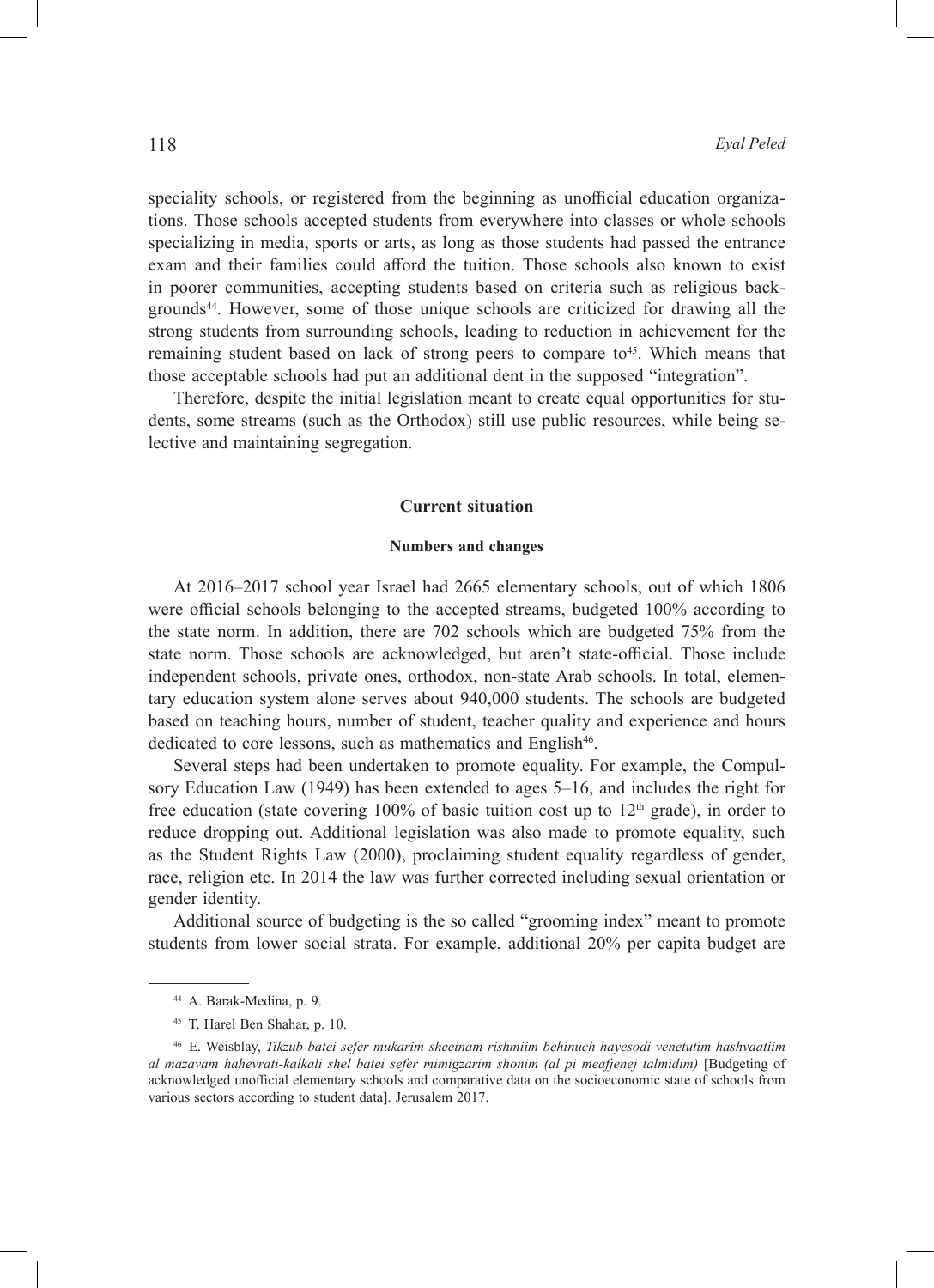speciality schools, or registered from the beginning as unofficial education organizations. Those schools accepted students from everywhere into classes or whole schools specializing in media, sports or arts, as long as those students had passed the entrance exam and their families could afford the tuition. Those schools also known to exist in poorer communities, accepting students based on criteria such as religious backgrounds[44]. However, some of those unique schools are criticized for drawing all the strong students from surrounding schools, leading to reduction in achievement for the remaining student based on lack of strong peers to compare to[45]. Which means that those acceptable schools had put an additional dent in the supposed "integration".

Therefore, despite the initial legislation meant to create equal opportunities for students, some streams (such as the Orthodox) still use public resources, while being selective and maintaining segregation.

## Current situation

### Numbers and changes

At 2016–2017 school year Israel had 2665 elementary schools, out of which 1806 were official schools belonging to the accepted streams, budgeted 100% according to the state norm. In addition, there are 702 schools which are budgeted 75% from the state norm. Those schools are acknowledged, but aren't state-official. Those include independent schools, private ones, orthodox, non-state Arab schools. In total, elementary education system alone serves about 940,000 students. The schools are budgeted based on teaching hours, number of student, teacher quality and experience and hours dedicated to core lessons, such as mathematics and English[46].

Several steps had been undertaken to promote equality. For example, the Compulsory Education Law (1949) has been extended to ages 5–16, and includes the right for free education (state covering 100% of basic tuition cost up to 12th grade), in order to reduce dropping out. Additional legislation was also made to promote equality, such as the Student Rights Law (2000), proclaiming student equality regardless of gender, race, religion etc. In 2014 the law was further corrected including sexual orientation or gender identity.

Additional source of budgeting is the so called "grooming index" meant to promote students from lower social strata. For example, additional 20% per capita budget are

---

[44] A. Barak-Medina, p. 9.

[45] T. Harel Ben Shahar, p. 10.

[46] E. Weisblay, *Tikzub batei sefer mukarim sheeinam rishmiim behinuch hayesodi venetutim hashvaatiim al mazavam hahevrati-kalkali shel batei sefer mimigzarim shonim (al pi meafjenej talmidim)* [Budgeting of acknowledged unofficial elementary schools and comparative data on the socioeconomic state of schools from various sectors according to student data]. Jerusalem 2017.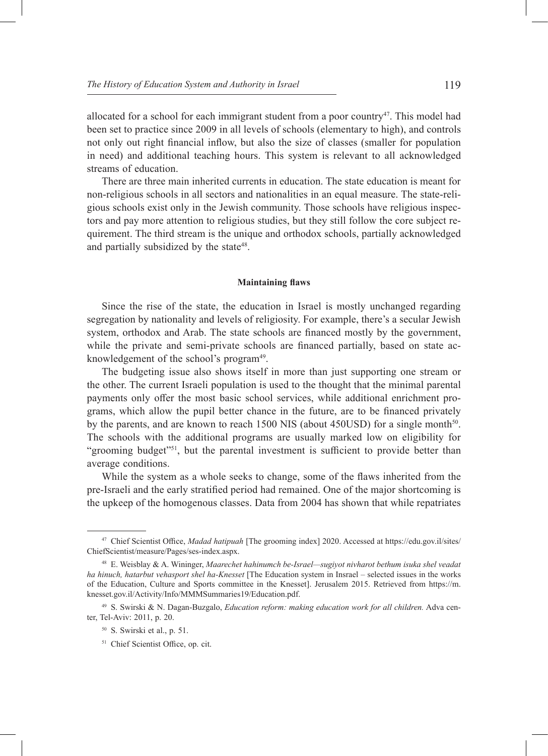allocated for a school for each immigrant student from a poor country[47]. This model had been set to practice since 2009 in all levels of schools (elementary to high), and controls not only out right financial inflow, but also the size of classes (smaller for population in need) and additional teaching hours. This system is relevant to all acknowledged streams of education.

There are three main inherited currents in education. The state education is meant for non-religious schools in all sectors and nationalities in an equal measure. The state-religious schools exist only in the Jewish community. Those schools have religious inspectors and pay more attention to religious studies, but they still follow the core subject requirement. The third stream is the unique and orthodox schools, partially acknowledged and partially subsidized by the state[48].

**Maintaining flaws**

Since the rise of the state, the education in Israel is mostly unchanged regarding segregation by nationality and levels of religiosity. For example, there's a secular Jewish system, orthodox and Arab. The state schools are financed mostly by the government, while the private and semi-private schools are financed partially, based on state acknowledgement of the school's program[49].

The budgeting issue also shows itself in more than just supporting one stream or the other. The current Israeli population is used to the thought that the minimal parental payments only offer the most basic school services, while additional enrichment programs, which allow the pupil better chance in the future, are to be financed privately by the parents, and are known to reach 1500 NIS (about 450USD) for a single month[50]. The schools with the additional programs are usually marked low on eligibility for "grooming budget"[51], but the parental investment is sufficient to provide better than average conditions.

While the system as a whole seeks to change, some of the flaws inherited from the pre-Israeli and the early stratified period had remained. One of the major shortcoming is the upkeep of the homogenous classes. Data from 2004 has shown that while repatriates

---

[47] Chief Scientist Office, *Madad hatipuah* [The grooming index] 2020. Accessed at https://edu.gov.il/sites/ChiefScientist/measure/Pages/ses-index.aspx.

[48] E. Weisblay & A. Wininger, *Maarechet hahinumch be-Israel—sugiyot nivharot bethum isuka shel veadat ha hinuch, hatarbut vehasport shel ha-Knesset* [The Education system in Insrael – selected issues in the works of the Education, Culture and Sports committee in the Knesset]. Jerusalem 2015. Retrieved from https://m.knesset.gov.il/Activity/Info/MMMSummaries19/Education.pdf.

[49] S. Swirski & N. Dagan-Buzgalo, *Education reform: making education work for all children.* Adva center, Tel-Aviv: 2011, p. 20.

[50] S. Swirski et al., p. 51.

[51] Chief Scientist Office, op. cit.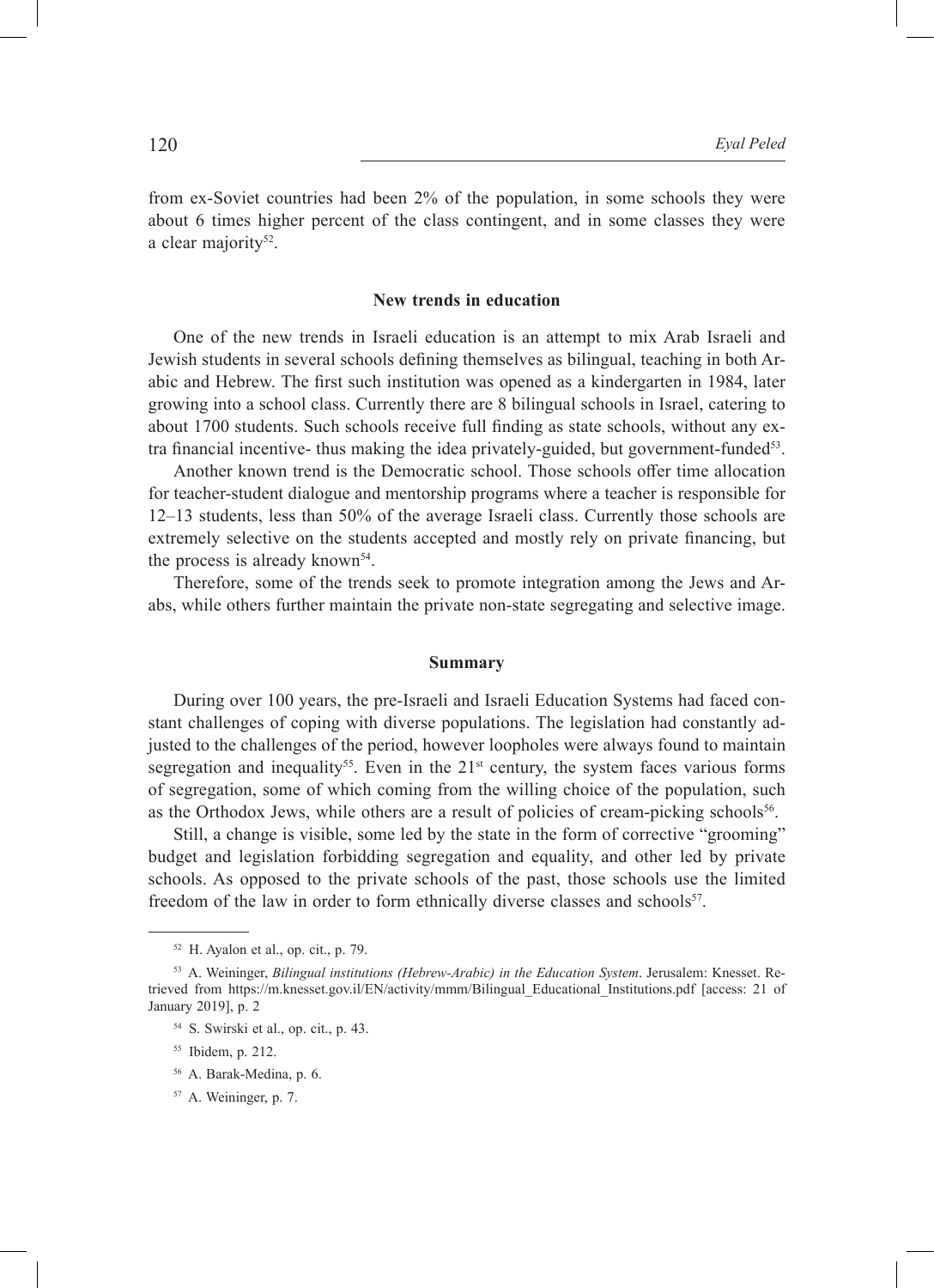from ex-Soviet countries had been 2% of the population, in some schools they were about 6 times higher percent of the class contingent, and in some classes they were a clear majority[52].

## New trends in education

One of the new trends in Israeli education is an attempt to mix Arab Israeli and Jewish students in several schools defining themselves as bilingual, teaching in both Arabic and Hebrew. The first such institution was opened as a kindergarten in 1984, later growing into a school class. Currently there are 8 bilingual schools in Israel, catering to about 1700 students. Such schools receive full finding as state schools, without any extra financial incentive- thus making the idea privately-guided, but government-funded[53].

Another known trend is the Democratic school. Those schools offer time allocation for teacher-student dialogue and mentorship programs where a teacher is responsible for 12–13 students, less than 50% of the average Israeli class. Currently those schools are extremely selective on the students accepted and mostly rely on private financing, but the process is already known[54].

Therefore, some of the trends seek to promote integration among the Jews and Arabs, while others further maintain the private non-state segregating and selective image.

## Summary

During over 100 years, the pre-Israeli and Israeli Education Systems had faced constant challenges of coping with diverse populations. The legislation had constantly adjusted to the challenges of the period, however loopholes were always found to maintain segregation and inequality[55]. Even in the 21st century, the system faces various forms of segregation, some of which coming from the willing choice of the population, such as the Orthodox Jews, while others are a result of policies of cream-picking schools[56].

Still, a change is visible, some led by the state in the form of corrective "grooming" budget and legislation forbidding segregation and equality, and other led by private schools. As opposed to the private schools of the past, those schools use the limited freedom of the law in order to form ethnically diverse classes and schools[57].

---

[52] H. Ayalon et al., op. cit., p. 79.

[53] A. Weininger, *Bilingual institutions (Hebrew-Arabic) in the Education System*. Jerusalem: Knesset. Retrieved from https://m.knesset.gov.il/EN/activity/mmm/Bilingual_Educational_Institutions.pdf [access: 21 of January 2019], p. 2

[54] S. Swirski et al., op. cit., p. 43.

[55] Ibidem, p. 212.

[56] A. Barak-Medina, p. 6.

[57] A. Weininger, p. 7.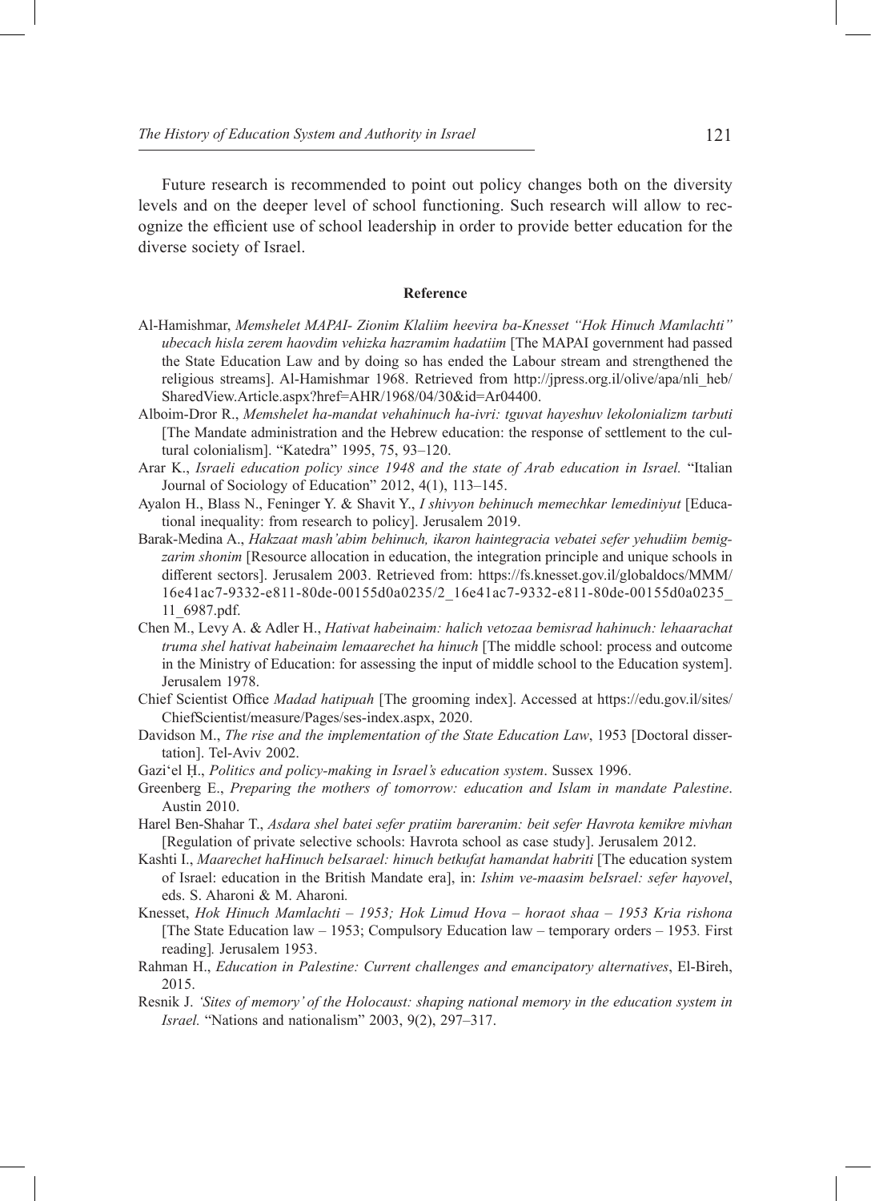Future research is recommended to point out policy changes both on the diversity levels and on the deeper level of school functioning. Such research will allow to recognize the efficient use of school leadership in order to provide better education for the diverse society of Israel.

## Reference

Al-Hamishmar, *Memshelet MAPAI- Zionim Klaliim heevira ba-Knesset "Hok Hinuch Mamlachti" ubecach hisla zerem haovdim vehizka hazramim hadatiim* [The MAPAI government had passed the State Education Law and by doing so has ended the Labour stream and strengthened the religious streams]. Al-Hamishmar 1968. Retrieved from http://jpress.org.il/olive/apa/nli_heb/SharedView.Article.aspx?href=AHR/1968/04/30&id=Ar04400.

Alboim-Dror R., *Memshelet ha-mandat vehahinuch ha-ivri: tguvat hayeshuv lekolonializm tarbuti* [The Mandate administration and the Hebrew education: the response of settlement to the cultural colonialism]. "Katedra" 1995, 75, 93–120.

Arar K., *Israeli education policy since 1948 and the state of Arab education in Israel.* "Italian Journal of Sociology of Education" 2012, 4(1), 113–145.

Ayalon H., Blass N., Feninger Y. & Shavit Y., *I shivyon behinuch memechkar lemediniyut* [Educational inequality: from research to policy]. Jerusalem 2019.

Barak-Medina A., *Hakzaat mash'abim behinuch, ikaron haintegracia vebatei sefer yehudiim bemigzarim shonim* [Resource allocation in education, the integration principle and unique schools in different sectors]. Jerusalem 2003. Retrieved from: https://fs.knesset.gov.il/globaldocs/MMM/16e41ac7-9332-e811-80de-00155d0a0235/2_16e41ac7-9332-e811-80de-00155d0a0235_11_6987.pdf.

Chen M., Levy A. & Adler H., *Hativat habeinaim: halich vetozaa bemisrad hahinuch: lehaarachat truma shel hativat habeinaim lemaarechet ha hinuch* [The middle school: process and outcome in the Ministry of Education: for assessing the input of middle school to the Education system]. Jerusalem 1978.

Chief Scientist Office *Madad hatipuah* [The grooming index]. Accessed at https://edu.gov.il/sites/ChiefScientist/measure/Pages/ses-index.aspx, 2020.

Davidson M., *The rise and the implementation of the State Education Law*, 1953 [Doctoral dissertation]. Tel-Aviv 2002.

Gazi'el Ḥ., *Politics and policy-making in Israel's education system*. Sussex 1996.

Greenberg E., *Preparing the mothers of tomorrow: education and Islam in mandate Palestine*. Austin 2010.

Harel Ben-Shahar T., *Asdara shel batei sefer pratiim bareranim: beit sefer Havrota kemikre mivhan* [Regulation of private selective schools: Havrota school as case study]. Jerusalem 2012.

Kashti I., *Maarechet haHinuch beIsarael: hinuch betkufat hamandat habriti* [The education system of Israel: education in the British Mandate era], in: *Ishim ve-maasim beIsrael: sefer hayovel*, eds. S. Aharoni & M. Aharoni*.*

Knesset, *Hok Hinuch Mamlachti – 1953; Hok Limud Hova – horaot shaa – 1953 Kria rishona* [The State Education law – 1953; Compulsory Education law – temporary orders – 1953*.* First reading]*.* Jerusalem 1953.

Rahman H., *Education in Palestine: Current challenges and emancipatory alternatives*, El-Bireh, 2015.

Resnik J. *'Sites of memory' of the Holocaust: shaping national memory in the education system in Israel.* "Nations and nationalism" 2003, 9(2), 297–317.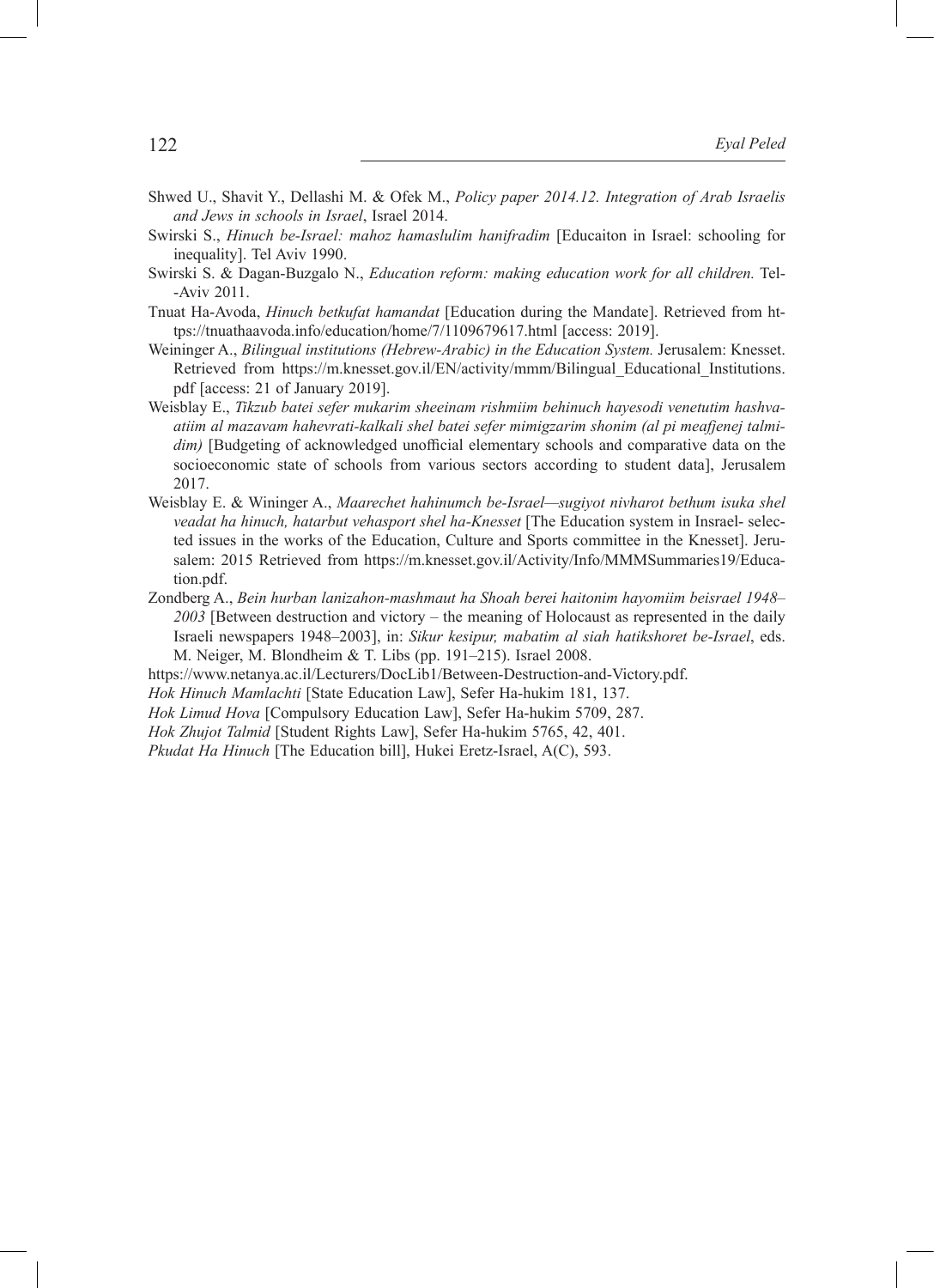Shwed U., Shavit Y., Dellashi M. & Ofek M., *Policy paper 2014.12. Integration of Arab Israelis and Jews in schools in Israel*, Israel 2014.

Swirski S., *Hinuch be-Israel: mahoz hamaslulim hanifradim* [Educaiton in Israel: schooling for inequality]. Tel Aviv 1990.

Swirski S. & Dagan-Buzgalo N., *Education reform: making education work for all children.* Tel--Aviv 2011.

Tnuat Ha-Avoda, *Hinuch betkufat hamandat* [Education during the Mandate]. Retrieved from https://tnuathaavoda.info/education/home/7/1109679617.html [access: 2019].

Weininger A., *Bilingual institutions (Hebrew-Arabic) in the Education System.* Jerusalem: Knesset. Retrieved from https://m.knesset.gov.il/EN/activity/mmm/Bilingual_Educational_Institutions.pdf [access: 21 of January 2019].

Weisblay E., *Tikzub batei sefer mukarim sheeinam rishmiim behinuch hayesodi venetutim hashvaatiim al mazavam hahevrati-kalkali shel batei sefer mimigzarim shonim (al pi meafjenej talmidim)* [Budgeting of acknowledged unofficial elementary schools and comparative data on the socioeconomic state of schools from various sectors according to student data], Jerusalem 2017.

Weisblay E. & Wininger A., *Maarechet hahinumch be-Israel—sugiyot nivharot bethum isuka shel veadat ha hinuch, hatarbut vehasport shel ha-Knesset* [The Education system in Insrael- selected issues in the works of the Education, Culture and Sports committee in the Knesset]. Jerusalem: 2015 Retrieved from https://m.knesset.gov.il/Activity/Info/MMMSummaries19/Education.pdf.

Zondberg A., *Bein hurban lanizahon-mashmaut ha Shoah berei haitonim hayomiim beisrael 1948–2003* [Between destruction and victory – the meaning of Holocaust as represented in the daily Israeli newspapers 1948–2003], in: *Sikur kesipur, mabatim al siah hatikshoret be-Israel*, eds. M. Neiger, M. Blondheim & T. Libs (pp. 191–215). Israel 2008.

https://www.netanya.ac.il/Lecturers/DocLib1/Between-Destruction-and-Victory.pdf.

*Hok Hinuch Mamlachti* [State Education Law], Sefer Ha-hukim 181, 137.

*Hok Limud Hova* [Compulsory Education Law], Sefer Ha-hukim 5709, 287.

*Hok Zhujot Talmid* [Student Rights Law], Sefer Ha-hukim 5765, 42, 401.

*Pkudat Ha Hinuch* [The Education bill], Hukei Eretz-Israel, A(C), 593.